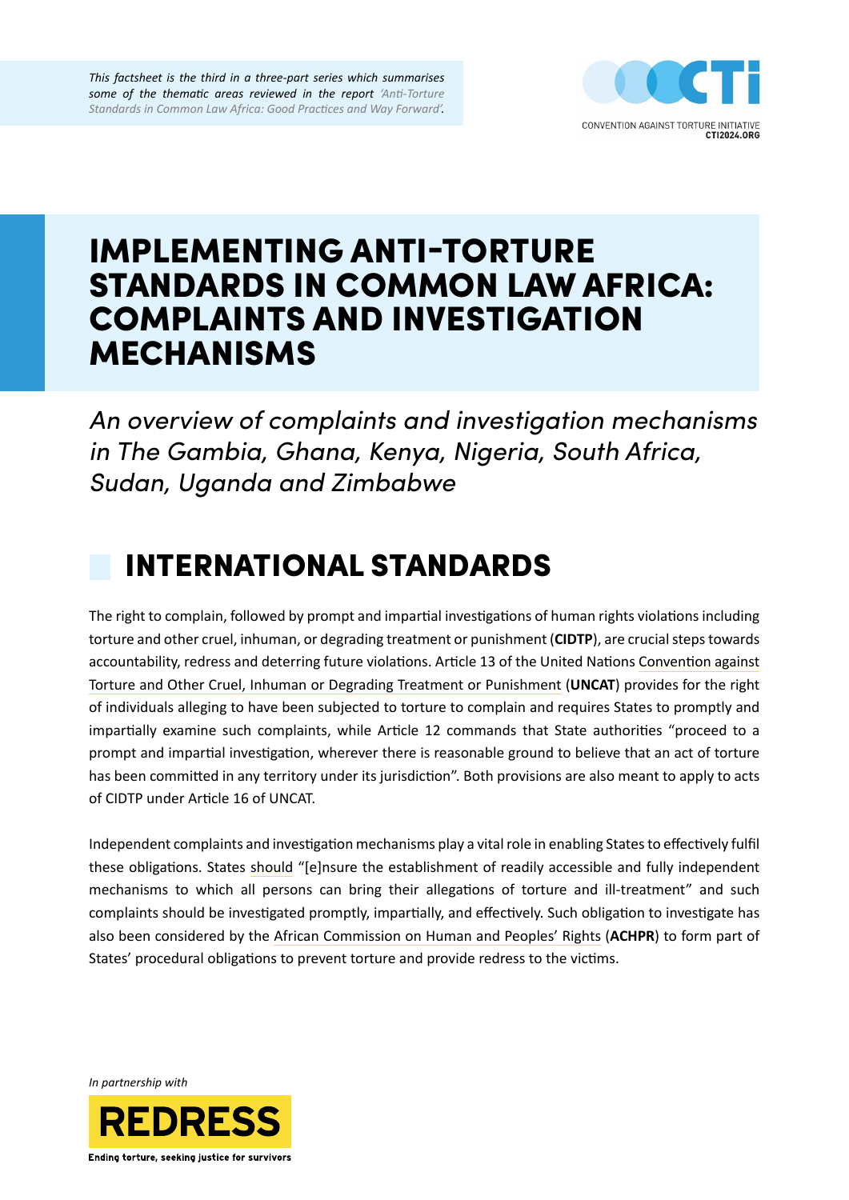*This factsheet is the third in a three-part series which summarises some of the thematic areas reviewed in the report 'Anti-Torture Standards in Common Law Africa: Good Practices and Way Forward'.*

CONVENTION AGAINST TORTURE INITIATIVE
CTI2024.ORG

# IMPLEMENTING ANTI-TORTURE STANDARDS IN COMMON LAW AFRICA: COMPLAINTS AND INVESTIGATION MECHANISMS

*An overview of complaints and investigation mechanisms in The Gambia, Ghana, Kenya, Nigeria, South Africa, Sudan, Uganda and Zimbabwe*

## INTERNATIONAL STANDARDS

The right to complain, followed by prompt and impartial investigations of human rights violations including torture and other cruel, inhuman, or degrading treatment or punishment (**CIDTP**), are crucial steps towards accountability, redress and deterring future violations. Article 13 of the United Nations Convention against Torture and Other Cruel, Inhuman or Degrading Treatment or Punishment (**UNCAT**) provides for the right of individuals alleging to have been subjected to torture to complain and requires States to promptly and impartially examine such complaints, while Article 12 commands that State authorities "proceed to a prompt and impartial investigation, wherever there is reasonable ground to believe that an act of torture has been committed in any territory under its jurisdiction". Both provisions are also meant to apply to acts of CIDTP under Article 16 of UNCAT.

Independent complaints and investigation mechanisms play a vital role in enabling States to effectively fulfil these obligations. States should "[e]nsure the establishment of readily accessible and fully independent mechanisms to which all persons can bring their allegations of torture and ill-treatment" and such complaints should be investigated promptly, impartially, and effectively. Such obligation to investigate has also been considered by the African Commission on Human and Peoples' Rights (**ACHPR**) to form part of States' procedural obligations to prevent torture and provide redress to the victims.

*In partnership with*

REDRESS
Ending torture, seeking justice for survivors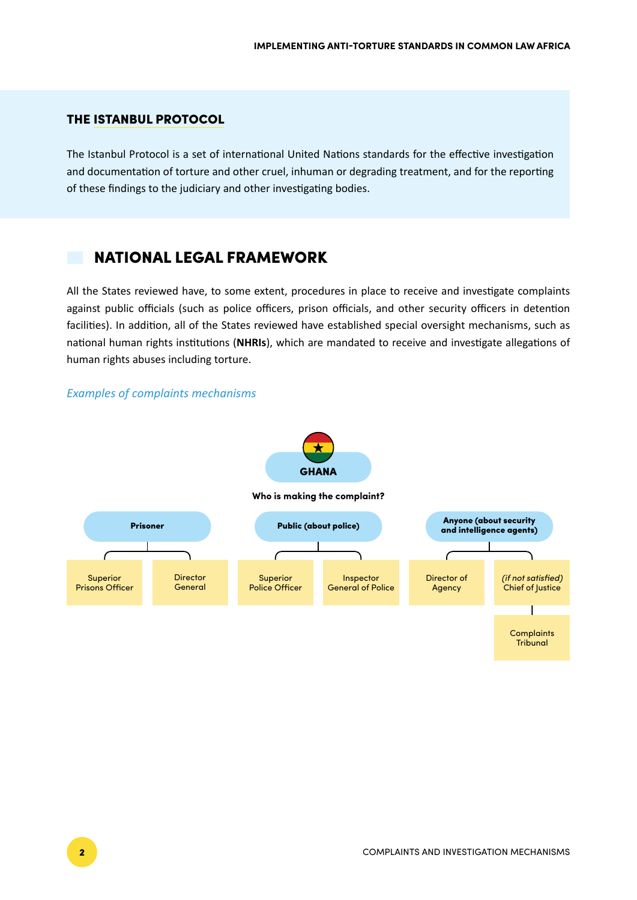## THE ISTANBUL PROTOCOL

The Istanbul Protocol is a set of international United Nations standards for the effective investigation and documentation of torture and other cruel, inhuman or degrading treatment, and for the reporting of these findings to the judiciary and other investigating bodies.

## NATIONAL LEGAL FRAMEWORK

All the States reviewed have, to some extent, procedures in place to receive and investigate complaints against public officials (such as police officers, prison officials, and other security officers in detention facilities). In addition, all of the States reviewed have established special oversight mechanisms, such as national human rights institutions (**NHRIs**), which are mandated to receive and investigate allegations of human rights abuses including torture.

*Examples of complaints mechanisms*

**GHANA**

**Who is making the complaint?**

- **Prisoner**
  - Superior Prisons Officer
  - Director General
- **Public (about police)**
  - Superior Police Officer
  - Inspector General of Police
- **Anyone (about security and intelligence agents)**
  - Director of Agency
  - *(if not satisfied)* Chief of Justice
    - Complaints Tribunal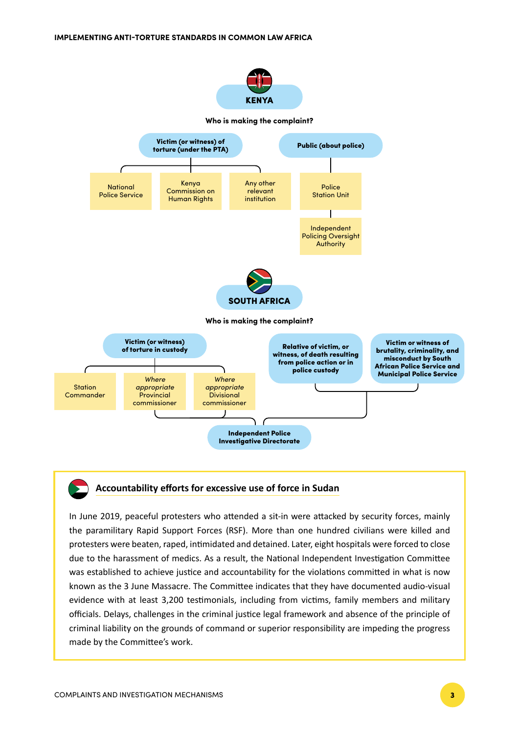## KENYA

**Who is making the complaint?**

- **Victim (or witness) of torture (under the PTA)**
  - National Police Service
  - Kenya Commission on Human Rights
  - Any other relevant institution
- **Public (about police)**
  - Police Station Unit
    - Independent Policing Oversight Authority

## SOUTH AFRICA

**Who is making the complaint?**

- **Victim (or witness) of torture in custody**
  - Station Commander
  - *Where appropriate* Provincial commissioner
  - *Where appropriate* Divisional commissioner
- **Relative of victim, or witness, of death resulting from police action or in police custody**
- **Victim or witness of brutality, criminality, and misconduct by South African Police Service and Municipal Police Service**

→ **Independent Police Investigative Directorate**

### Accountability efforts for excessive use of force in Sudan

In June 2019, peaceful protesters who attended a sit-in were attacked by security forces, mainly the paramilitary Rapid Support Forces (RSF). More than one hundred civilians were killed and protesters were beaten, raped, intimidated and detained. Later, eight hospitals were forced to close due to the harassment of medics. As a result, the National Independent Investigation Committee was established to achieve justice and accountability for the violations committed in what is now known as the 3 June Massacre. The Committee indicates that they have documented audio-visual evidence with at least 3,200 testimonials, including from victims, family members and military officials. Delays, challenges in the criminal justice legal framework and absence of the principle of criminal liability on the grounds of command or superior responsibility are impeding the progress made by the Committee's work.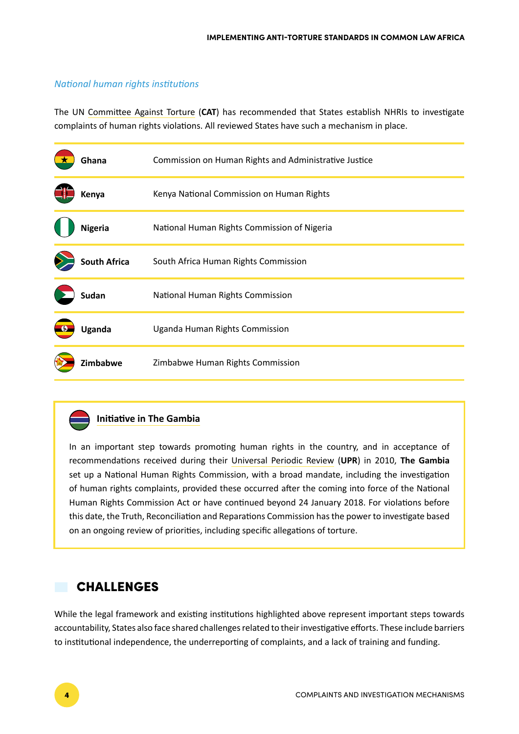### *National human rights institutions*

The UN Committee Against Torture (**CAT**) has recommended that States establish NHRIs to investigate complaints of human rights violations. All reviewed States have such a mechanism in place.

| Country | Institution |
|---|---|
| **Ghana** | Commission on Human Rights and Administrative Justice |
| **Kenya** | Kenya National Commission on Human Rights |
| **Nigeria** | National Human Rights Commission of Nigeria |
| **South Africa** | South Africa Human Rights Commission |
| **Sudan** | National Human Rights Commission |
| **Uganda** | Uganda Human Rights Commission |
| **Zimbabwe** | Zimbabwe Human Rights Commission |

**Initiative in The Gambia**

In an important step towards promoting human rights in the country, and in acceptance of recommendations received during their Universal Periodic Review (**UPR**) in 2010, **The Gambia** set up a National Human Rights Commission, with a broad mandate, including the investigation of human rights complaints, provided these occurred after the coming into force of the National Human Rights Commission Act or have continued beyond 24 January 2018. For violations before this date, the Truth, Reconciliation and Reparations Commission has the power to investigate based on an ongoing review of priorities, including specific allegations of torture.

## CHALLENGES

While the legal framework and existing institutions highlighted above represent important steps towards accountability, States also face shared challenges related to their investigative efforts. These include barriers to institutional independence, the underreporting of complaints, and a lack of training and funding.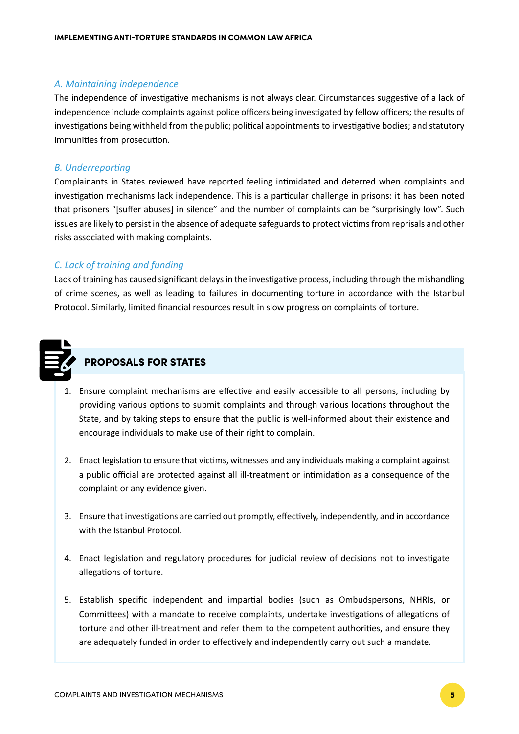### *A. Maintaining independence*

The independence of investigative mechanisms is not always clear. Circumstances suggestive of a lack of independence include complaints against police officers being investigated by fellow officers; the results of investigations being withheld from the public; political appointments to investigative bodies; and statutory immunities from prosecution.

### *B. Underreporting*

Complainants in States reviewed have reported feeling intimidated and deterred when complaints and investigation mechanisms lack independence. This is a particular challenge in prisons: it has been noted that prisoners "[suffer abuses] in silence" and the number of complaints can be "surprisingly low". Such issues are likely to persist in the absence of adequate safeguards to protect victims from reprisals and other risks associated with making complaints.

### *C. Lack of training and funding*

Lack of training has caused significant delays in the investigative process, including through the mishandling of crime scenes, as well as leading to failures in documenting torture in accordance with the Istanbul Protocol. Similarly, limited financial resources result in slow progress on complaints of torture.

## PROPOSALS FOR STATES

1. Ensure complaint mechanisms are effective and easily accessible to all persons, including by providing various options to submit complaints and through various locations throughout the State, and by taking steps to ensure that the public is well-informed about their existence and encourage individuals to make use of their right to complain.

2. Enact legislation to ensure that victims, witnesses and any individuals making a complaint against a public official are protected against all ill-treatment or intimidation as a consequence of the complaint or any evidence given.

3. Ensure that investigations are carried out promptly, effectively, independently, and in accordance with the Istanbul Protocol.

4. Enact legislation and regulatory procedures for judicial review of decisions not to investigate allegations of torture.

5. Establish specific independent and impartial bodies (such as Ombudspersons, NHRIs, or Committees) with a mandate to receive complaints, undertake investigations of allegations of torture and other ill-treatment and refer them to the competent authorities, and ensure they are adequately funded in order to effectively and independently carry out such a mandate.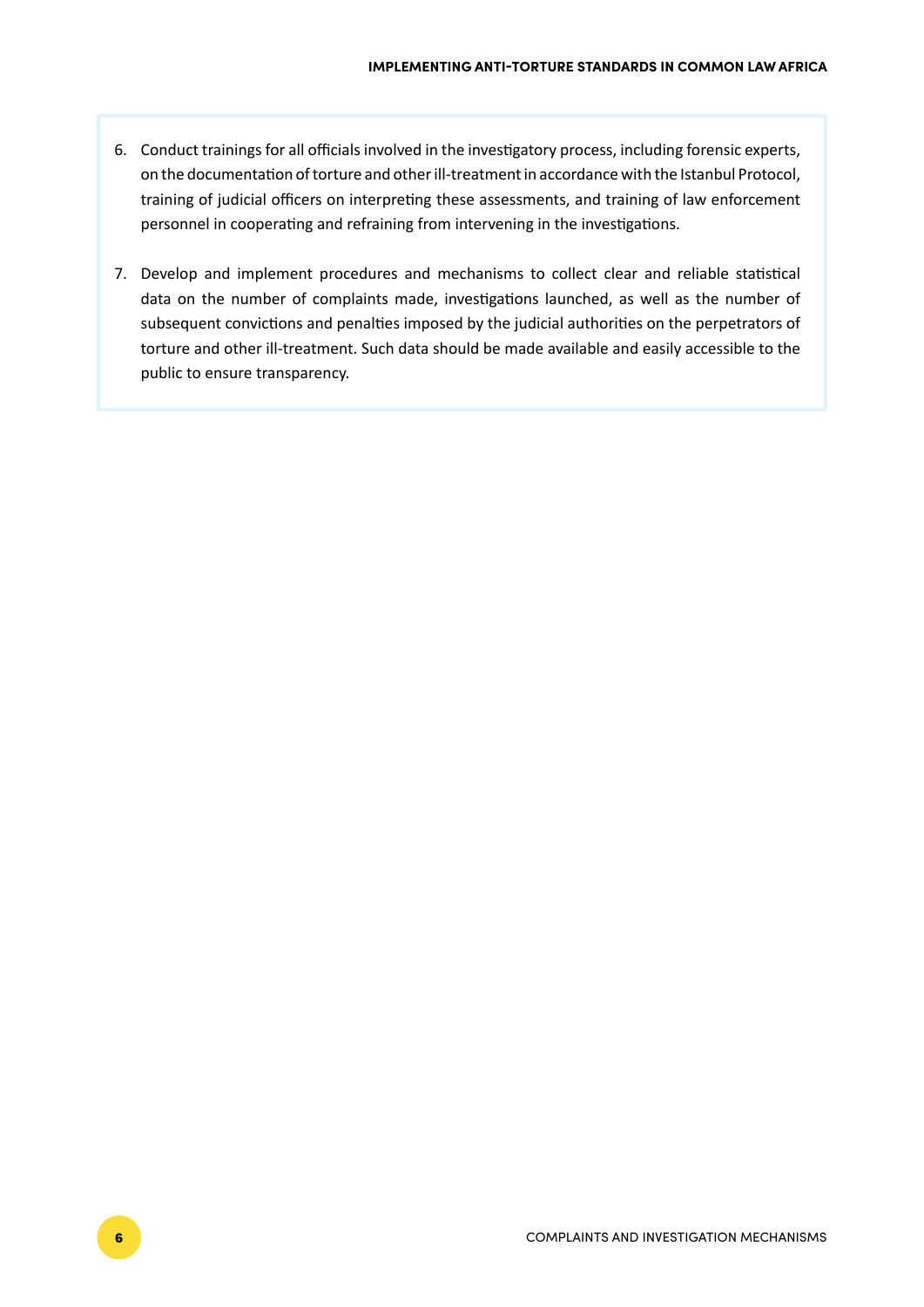6. Conduct trainings for all officials involved in the investigatory process, including forensic experts, on the documentation of torture and other ill-treatment in accordance with the Istanbul Protocol, training of judicial officers on interpreting these assessments, and training of law enforcement personnel in cooperating and refraining from intervening in the investigations.

7. Develop and implement procedures and mechanisms to collect clear and reliable statistical data on the number of complaints made, investigations launched, as well as the number of subsequent convictions and penalties imposed by the judicial authorities on the perpetrators of torture and other ill-treatment. Such data should be made available and easily accessible to the public to ensure transparency.